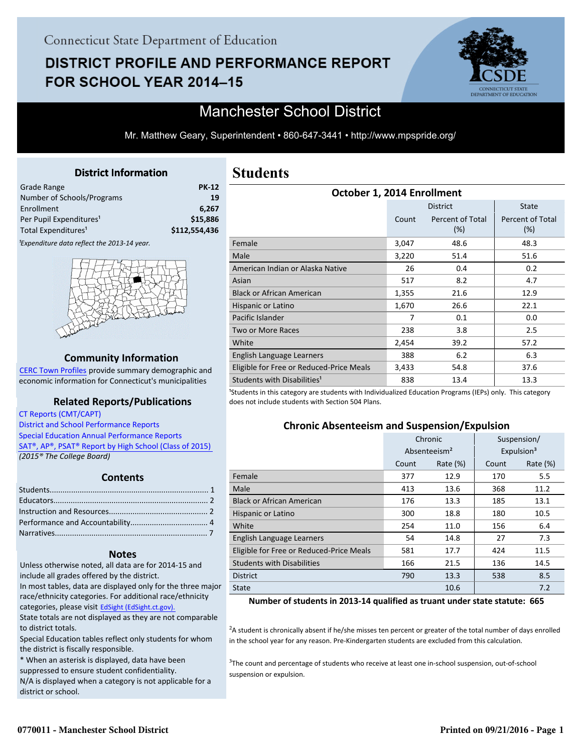Connecticut State Department of Education

# DISTRICT PROFILE AND PERFORMANCE REPORT FOR SCHOOL YEAR 2014–15

## Manchester School District

Mr. Matthew Geary, Superintendent • 860-647-3441 • http://www.mpspride.org/

### District Information

| | |
|---|---|
| Grade Range | PK-12 |
| Number of Schools/Programs | 19 |
| Enrollment | 6,267 |
| Per Pupil Expenditures[1] | $15,886 |
| Total Expenditures[1] | $112,554,436 |

*[1]Expenditure data reflect the 2013-14 year.*

### Community Information

CERC Town Profiles provide summary demographic and economic information for Connecticut's municipalities

### Related Reports/Publications

CT Reports (CMT/CAPT)
District and School Performance Reports
Special Education Annual Performance Reports
SAT®, AP®, PSAT® Report by High School (Class of 2015)
*(2015® The College Board)*

### Contents

Students........ 1
Educators........ 2
Instruction and Resources........ 2
Performance and Accountability........ 4
Narratives........ 7

### Notes

Unless otherwise noted, all data are for 2014-15 and include all grades offered by the district.
In most tables, data are displayed only for the three major race/ethnicity categories. For additional race/ethnicity categories, please visit EdSight (EdSight.ct.gov).
State totals are not displayed as they are not comparable to district totals.
Special Education tables reflect only students for whom the district is fiscally responsible.
* When an asterisk is displayed, data have been suppressed to ensure student confidentiality.
N/A is displayed when a category is not applicable for a district or school.

# Students

### October 1, 2014 Enrollment

| | District | | State |
|---|---|---|---|
| | Count | Percent of Total (%) | Percent of Total (%) |
| Female | 3,047 | 48.6 | 48.3 |
| Male | 3,220 | 51.4 | 51.6 |
| American Indian or Alaska Native | 26 | 0.4 | 0.2 |
| Asian | 517 | 8.2 | 4.7 |
| Black or African American | 1,355 | 21.6 | 12.9 |
| Hispanic or Latino | 1,670 | 26.6 | 22.1 |
| Pacific Islander | 7 | 0.1 | 0.0 |
| Two or More Races | 238 | 3.8 | 2.5 |
| White | 2,454 | 39.2 | 57.2 |
| English Language Learners | 388 | 6.2 | 6.3 |
| Eligible for Free or Reduced-Price Meals | 3,433 | 54.8 | 37.6 |
| Students with Disabilities[1] | 838 | 13.4 | 13.3 |

[1]Students in this category are students with Individualized Education Programs (IEPs) only. This category does not include students with Section 504 Plans.

### Chronic Absenteeism and Suspension/Expulsion

| | Chronic Absenteeism[2] | | Suspension/ Expulsion[3] | |
|---|---|---|---|---|
| | Count | Rate (%) | Count | Rate (%) |
| Female | 377 | 12.9 | 170 | 5.5 |
| Male | 413 | 13.6 | 368 | 11.2 |
| Black or African American | 176 | 13.3 | 185 | 13.1 |
| Hispanic or Latino | 300 | 18.8 | 180 | 10.5 |
| White | 254 | 11.0 | 156 | 6.4 |
| English Language Learners | 54 | 14.8 | 27 | 7.3 |
| Eligible for Free or Reduced-Price Meals | 581 | 17.7 | 424 | 11.5 |
| Students with Disabilities | 166 | 21.5 | 136 | 14.5 |
| District | 790 | 13.3 | 538 | 8.5 |
| State | | 10.6 | | 7.2 |

**Number of students in 2013-14 qualified as truant under state statute: 665**

[2]A student is chronically absent if he/she misses ten percent or greater of the total number of days enrolled in the school year for any reason. Pre-Kindergarten students are excluded from this calculation.

[3]The count and percentage of students who receive at least one in-school suspension, out-of-school suspension or expulsion.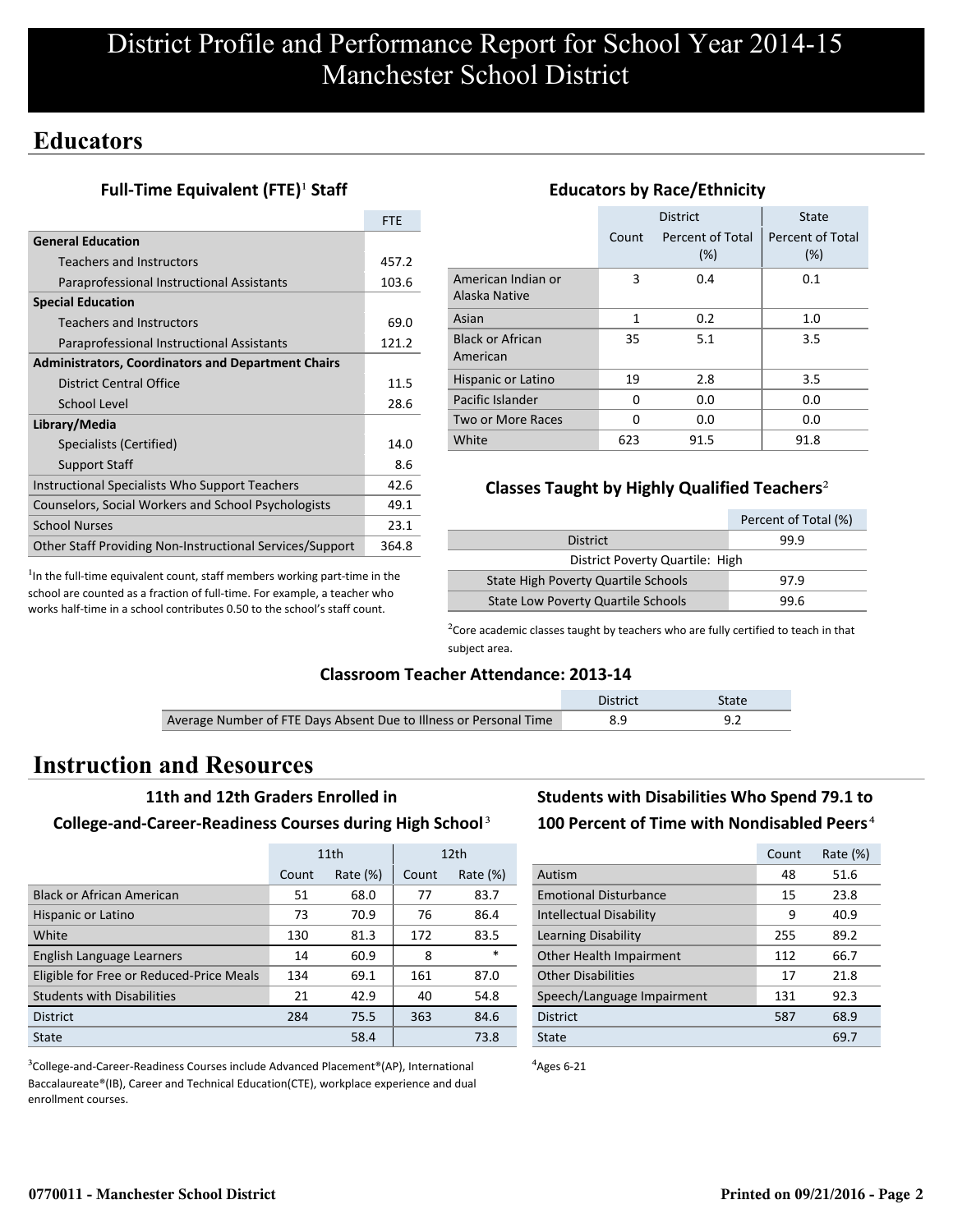# District Profile and Performance Report for School Year 2014-15
# Manchester School District

## Educators

### Full-Time Equivalent (FTE)[1] Staff

| | FTE |
|---|---|
| **General Education** | |
| Teachers and Instructors | 457.2 |
| Paraprofessional Instructional Assistants | 103.6 |
| **Special Education** | |
| Teachers and Instructors | 69.0 |
| Paraprofessional Instructional Assistants | 121.2 |
| **Administrators, Coordinators and Department Chairs** | |
| District Central Office | 11.5 |
| School Level | 28.6 |
| **Library/Media** | |
| Specialists (Certified) | 14.0 |
| Support Staff | 8.6 |
| Instructional Specialists Who Support Teachers | 42.6 |
| Counselors, Social Workers and School Psychologists | 49.1 |
| School Nurses | 23.1 |
| Other Staff Providing Non-Instructional Services/Support | 364.8 |

[1]In the full-time equivalent count, staff members working part-time in the school are counted as a fraction of full-time. For example, a teacher who works half-time in a school contributes 0.50 to the school's staff count.

### Educators by Race/Ethnicity

| | District | | State |
|---|---|---|---|
| | Count | Percent of Total (%) | Percent of Total (%) |
| American Indian or Alaska Native | 3 | 0.4 | 0.1 |
| Asian | 1 | 0.2 | 1.0 |
| Black or African American | 35 | 5.1 | 3.5 |
| Hispanic or Latino | 19 | 2.8 | 3.5 |
| Pacific Islander | 0 | 0.0 | 0.0 |
| Two or More Races | 0 | 0.0 | 0.0 |
| White | 623 | 91.5 | 91.8 |

### Classes Taught by Highly Qualified Teachers[2]

| | Percent of Total (%) |
|---|---|
| District | 99.9 |
| District Poverty Quartile: High | |
| State High Poverty Quartile Schools | 97.9 |
| State Low Poverty Quartile Schools | 99.6 |

[2]Core academic classes taught by teachers who are fully certified to teach in that subject area.

### Classroom Teacher Attendance: 2013-14

| | District | State |
|---|---|---|
| Average Number of FTE Days Absent Due to Illness or Personal Time | 8.9 | 9.2 |

## Instruction and Resources

### 11th and 12th Graders Enrolled in College-and-Career-Readiness Courses during High School[3]

| | 11th | | 12th | |
|---|---|---|---|---|
| | Count | Rate (%) | Count | Rate (%) |
| Black or African American | 51 | 68.0 | 77 | 83.7 |
| Hispanic or Latino | 73 | 70.9 | 76 | 86.4 |
| White | 130 | 81.3 | 172 | 83.5 |
| English Language Learners | 14 | 60.9 | 8 | * |
| Eligible for Free or Reduced-Price Meals | 134 | 69.1 | 161 | 87.0 |
| Students with Disabilities | 21 | 42.9 | 40 | 54.8 |
| District | 284 | 75.5 | 363 | 84.6 |
| State | | 58.4 | | 73.8 |

[3]College-and-Career-Readiness Courses include Advanced Placement®(AP), International Baccalaureate®(IB), Career and Technical Education(CTE), workplace experience and dual enrollment courses.

### Students with Disabilities Who Spend 79.1 to 100 Percent of Time with Nondisabled Peers[4]

| | Count | Rate (%) |
|---|---|---|
| Autism | 48 | 51.6 |
| Emotional Disturbance | 15 | 23.8 |
| Intellectual Disability | 9 | 40.9 |
| Learning Disability | 255 | 89.2 |
| Other Health Impairment | 112 | 66.7 |
| Other Disabilities | 17 | 21.8 |
| Speech/Language Impairment | 131 | 92.3 |
| District | 587 | 68.9 |
| State | | 69.7 |

[4]Ages 6-21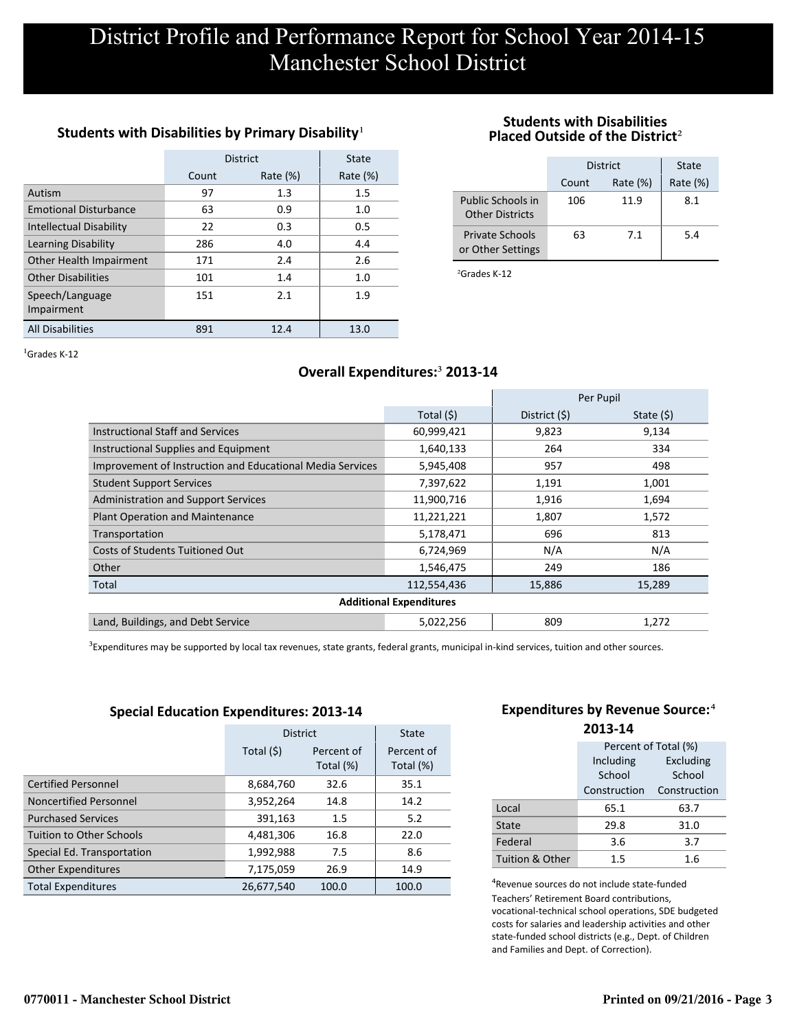# District Profile and Performance Report for School Year 2014-15
# Manchester School District

## Students with Disabilities by Primary Disability[1]

| | District | | State |
|---|---|---|---|
| | Count | Rate (%) | Rate (%) |
| Autism | 97 | 1.3 | 1.5 |
| Emotional Disturbance | 63 | 0.9 | 1.0 |
| Intellectual Disability | 22 | 0.3 | 0.5 |
| Learning Disability | 286 | 4.0 | 4.4 |
| Other Health Impairment | 171 | 2.4 | 2.6 |
| Other Disabilities | 101 | 1.4 | 1.0 |
| Speech/Language Impairment | 151 | 2.1 | 1.9 |
| All Disabilities | 891 | 12.4 | 13.0 |

[1]Grades K-12

## Students with Disabilities Placed Outside of the District[2]

| | District | | State |
|---|---|---|---|
| | Count | Rate (%) | Rate (%) |
| Public Schools in Other Districts | 106 | 11.9 | 8.1 |
| Private Schools or Other Settings | 63 | 7.1 | 5.4 |

[2]Grades K-12

## Overall Expenditures:[3] 2013-14

| | | Per Pupil | |
|---|---|---|---|
| | Total ($) | District ($) | State ($) |
| Instructional Staff and Services | 60,999,421 | 9,823 | 9,134 |
| Instructional Supplies and Equipment | 1,640,133 | 264 | 334 |
| Improvement of Instruction and Educational Media Services | 5,945,408 | 957 | 498 |
| Student Support Services | 7,397,622 | 1,191 | 1,001 |
| Administration and Support Services | 11,900,716 | 1,916 | 1,694 |
| Plant Operation and Maintenance | 11,221,221 | 1,807 | 1,572 |
| Transportation | 5,178,471 | 696 | 813 |
| Costs of Students Tuitioned Out | 6,724,969 | N/A | N/A |
| Other | 1,546,475 | 249 | 186 |
| Total | 112,554,436 | 15,886 | 15,289 |
| **Additional Expenditures** | | | |
| Land, Buildings, and Debt Service | 5,022,256 | 809 | 1,272 |

[3]Expenditures may be supported by local tax revenues, state grants, federal grants, municipal in-kind services, tuition and other sources.

## Special Education Expenditures: 2013-14

| | District | | State |
|---|---|---|---|
| | Total ($) | Percent of Total (%) | Percent of Total (%) |
| Certified Personnel | 8,684,760 | 32.6 | 35.1 |
| Noncertified Personnel | 3,952,264 | 14.8 | 14.2 |
| Purchased Services | 391,163 | 1.5 | 5.2 |
| Tuition to Other Schools | 4,481,306 | 16.8 | 22.0 |
| Special Ed. Transportation | 1,992,988 | 7.5 | 8.6 |
| Other Expenditures | 7,175,059 | 26.9 | 14.9 |
| Total Expenditures | 26,677,540 | 100.0 | 100.0 |

## Expenditures by Revenue Source:[4] 2013-14

| | Percent of Total (%) | |
|---|---|---|
| | Including School Construction | Excluding School Construction |
| Local | 65.1 | 63.7 |
| State | 29.8 | 31.0 |
| Federal | 3.6 | 3.7 |
| Tuition & Other | 1.5 | 1.6 |

[4]Revenue sources do not include state-funded Teachers' Retirement Board contributions, vocational-technical school operations, SDE budgeted costs for salaries and leadership activities and other state-funded school districts (e.g., Dept. of Children and Families and Dept. of Correction).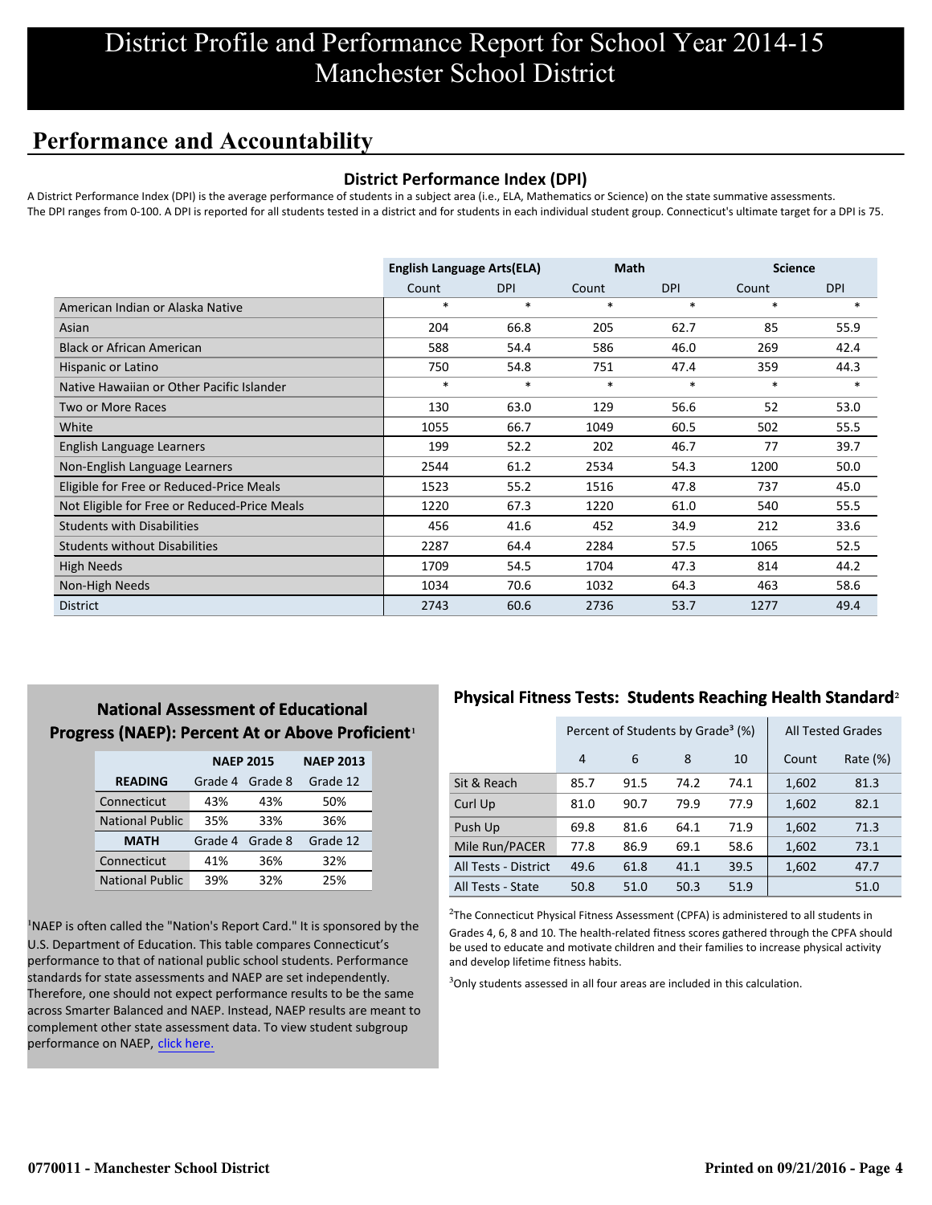# District Profile and Performance Report for School Year 2014-15
# Manchester School District

## Performance and Accountability

### District Performance Index (DPI)

A District Performance Index (DPI) is the average performance of students in a subject area (i.e., ELA, Mathematics or Science) on the state summative assessments.
The DPI ranges from 0-100. A DPI is reported for all students tested in a district and for students in each individual student group. Connecticut's ultimate target for a DPI is 75.

| | English Language Arts(ELA) | | Math | | Science | |
|---|---|---|---|---|---|---|
| | Count | DPI | Count | DPI | Count | DPI |
| American Indian or Alaska Native | * | * | * | * | * | * |
| Asian | 204 | 66.8 | 205 | 62.7 | 85 | 55.9 |
| Black or African American | 588 | 54.4 | 586 | 46.0 | 269 | 42.4 |
| Hispanic or Latino | 750 | 54.8 | 751 | 47.4 | 359 | 44.3 |
| Native Hawaiian or Other Pacific Islander | * | * | * | * | * | * |
| Two or More Races | 130 | 63.0 | 129 | 56.6 | 52 | 53.0 |
| White | 1055 | 66.7 | 1049 | 60.5 | 502 | 55.5 |
| English Language Learners | 199 | 52.2 | 202 | 46.7 | 77 | 39.7 |
| Non-English Language Learners | 2544 | 61.2 | 2534 | 54.3 | 1200 | 50.0 |
| Eligible for Free or Reduced-Price Meals | 1523 | 55.2 | 1516 | 47.8 | 737 | 45.0 |
| Not Eligible for Free or Reduced-Price Meals | 1220 | 67.3 | 1220 | 61.0 | 540 | 55.5 |
| Students with Disabilities | 456 | 41.6 | 452 | 34.9 | 212 | 33.6 |
| Students without Disabilities | 2287 | 64.4 | 2284 | 57.5 | 1065 | 52.5 |
| High Needs | 1709 | 54.5 | 1704 | 47.3 | 814 | 44.2 |
| Non-High Needs | 1034 | 70.6 | 1032 | 64.3 | 463 | 58.6 |
| District | 2743 | 60.6 | 2736 | 53.7 | 1277 | 49.4 |

### National Assessment of Educational Progress (NAEP): Percent At or Above Proficient[1]

| | NAEP 2015 | | NAEP 2013 |
|---|---|---|---|
| **READING** | Grade 4 | Grade 8 | Grade 12 |
| Connecticut | 43% | 43% | 50% |
| National Public | 35% | 33% | 36% |
| **MATH** | Grade 4 | Grade 8 | Grade 12 |
| Connecticut | 41% | 36% | 32% |
| National Public | 39% | 32% | 25% |

[1]NAEP is often called the "Nation's Report Card." It is sponsored by the U.S. Department of Education. This table compares Connecticut's performance to that of national public school students. Performance standards for state assessments and NAEP are set independently. Therefore, one should not expect performance results to be the same across Smarter Balanced and NAEP. Instead, NAEP results are meant to complement other state assessment data. To view student subgroup performance on NAEP, click here.

### Physical Fitness Tests: Students Reaching Health Standard[2]

| | Percent of Students by Grade[3] (%) | | | | All Tested Grades | |
|---|---|---|---|---|---|---|
| | 4 | 6 | 8 | 10 | Count | Rate (%) |
| Sit & Reach | 85.7 | 91.5 | 74.2 | 74.1 | 1,602 | 81.3 |
| Curl Up | 81.0 | 90.7 | 79.9 | 77.9 | 1,602 | 82.1 |
| Push Up | 69.8 | 81.6 | 64.1 | 71.9 | 1,602 | 71.3 |
| Mile Run/PACER | 77.8 | 86.9 | 69.1 | 58.6 | 1,602 | 73.1 |
| All Tests - District | 49.6 | 61.8 | 41.1 | 39.5 | 1,602 | 47.7 |
| All Tests - State | 50.8 | 51.0 | 50.3 | 51.9 | | 51.0 |

[2]The Connecticut Physical Fitness Assessment (CPFA) is administered to all students in Grades 4, 6, 8 and 10. The health-related fitness scores gathered through the CPFA should be used to educate and motivate children and their families to increase physical activity and develop lifetime fitness habits.

[3]Only students assessed in all four areas are included in this calculation.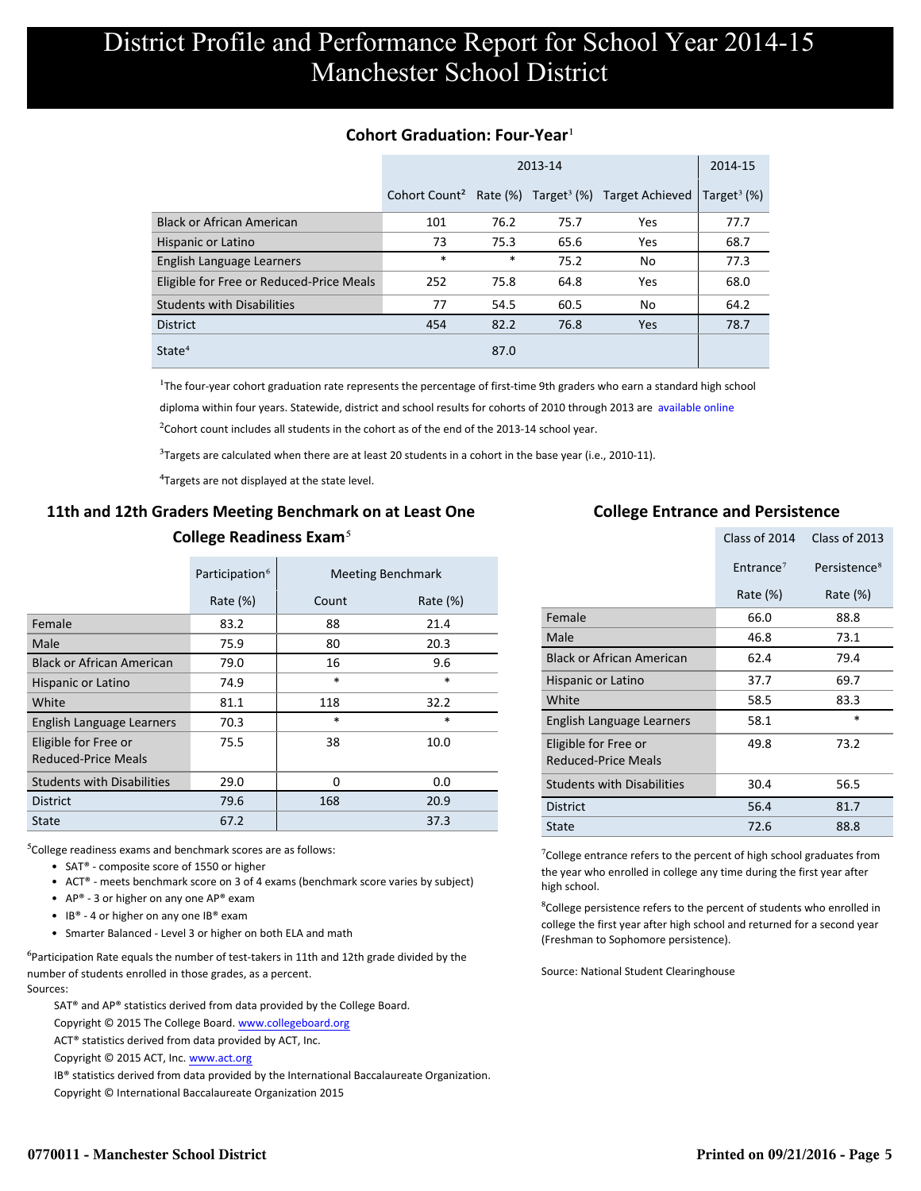# District Profile and Performance Report for School Year 2014-15
# Manchester School District

## Cohort Graduation: Four-Year[1]

| | 2013-14 | | | | 2014-15 |
|---|---|---|---|---|---|
| | Cohort Count[2] | Rate (%) | Target[3] (%) | Target Achieved | Target[3] (%) |
| Black or African American | 101 | 76.2 | 75.7 | Yes | 77.7 |
| Hispanic or Latino | 73 | 75.3 | 65.6 | Yes | 68.7 |
| English Language Learners | * | * | 75.2 | No | 77.3 |
| Eligible for Free or Reduced-Price Meals | 252 | 75.8 | 64.8 | Yes | 68.0 |
| Students with Disabilities | 77 | 54.5 | 60.5 | No | 64.2 |
| District | 454 | 82.2 | 76.8 | Yes | 78.7 |
| State[4] | | 87.0 | | | |

[1]The four-year cohort graduation rate represents the percentage of first-time 9th graders who earn a standard high school diploma within four years. Statewide, district and school results for cohorts of 2010 through 2013 are available online

[2]Cohort count includes all students in the cohort as of the end of the 2013-14 school year.

[3]Targets are calculated when there are at least 20 students in a cohort in the base year (i.e., 2010-11).

[4]Targets are not displayed at the state level.

## 11th and 12th Graders Meeting Benchmark on at Least One College Readiness Exam[5]

| | Participation[6] | Meeting Benchmark | |
|---|---|---|---|
| | Rate (%) | Count | Rate (%) |
| Female | 83.2 | 88 | 21.4 |
| Male | 75.9 | 80 | 20.3 |
| Black or African American | 79.0 | 16 | 9.6 |
| Hispanic or Latino | 74.9 | * | * |
| White | 81.1 | 118 | 32.2 |
| English Language Learners | 70.3 | * | * |
| Eligible for Free or Reduced-Price Meals | 75.5 | 38 | 10.0 |
| Students with Disabilities | 29.0 | 0 | 0.0 |
| District | 79.6 | 168 | 20.9 |
| State | 67.2 | | 37.3 |

[5]College readiness exams and benchmark scores are as follows:

- SAT® - composite score of 1550 or higher
- ACT® - meets benchmark score on 3 of 4 exams (benchmark score varies by subject)
- AP® - 3 or higher on any one AP® exam
- IB® - 4 or higher on any one IB® exam
- Smarter Balanced - Level 3 or higher on both ELA and math

[6]Participation Rate equals the number of test-takers in 11th and 12th grade divided by the number of students enrolled in those grades, as a percent.

Sources:

SAT® and AP® statistics derived from data provided by the College Board.

Copyright © 2015 The College Board. www.collegeboard.org

ACT® statistics derived from data provided by ACT, Inc.

Copyright © 2015 ACT, Inc. www.act.org

IB® statistics derived from data provided by the International Baccalaureate Organization.

Copyright © International Baccalaureate Organization 2015

## College Entrance and Persistence

| | Class of 2014 | Class of 2013 |
|---|---|---|
| | Entrance[7] | Persistence[8] |
| | Rate (%) | Rate (%) |
| Female | 66.0 | 88.8 |
| Male | 46.8 | 73.1 |
| Black or African American | 62.4 | 79.4 |
| Hispanic or Latino | 37.7 | 69.7 |
| White | 58.5 | 83.3 |
| English Language Learners | 58.1 | * |
| Eligible for Free or Reduced-Price Meals | 49.8 | 73.2 |
| Students with Disabilities | 30.4 | 56.5 |
| District | 56.4 | 81.7 |
| State | 72.6 | 88.8 |

[7]College entrance refers to the percent of high school graduates from the year who enrolled in college any time during the first year after high school.

[8]College persistence refers to the percent of students who enrolled in college the first year after high school and returned for a second year (Freshman to Sophomore persistence).

Source: National Student Clearinghouse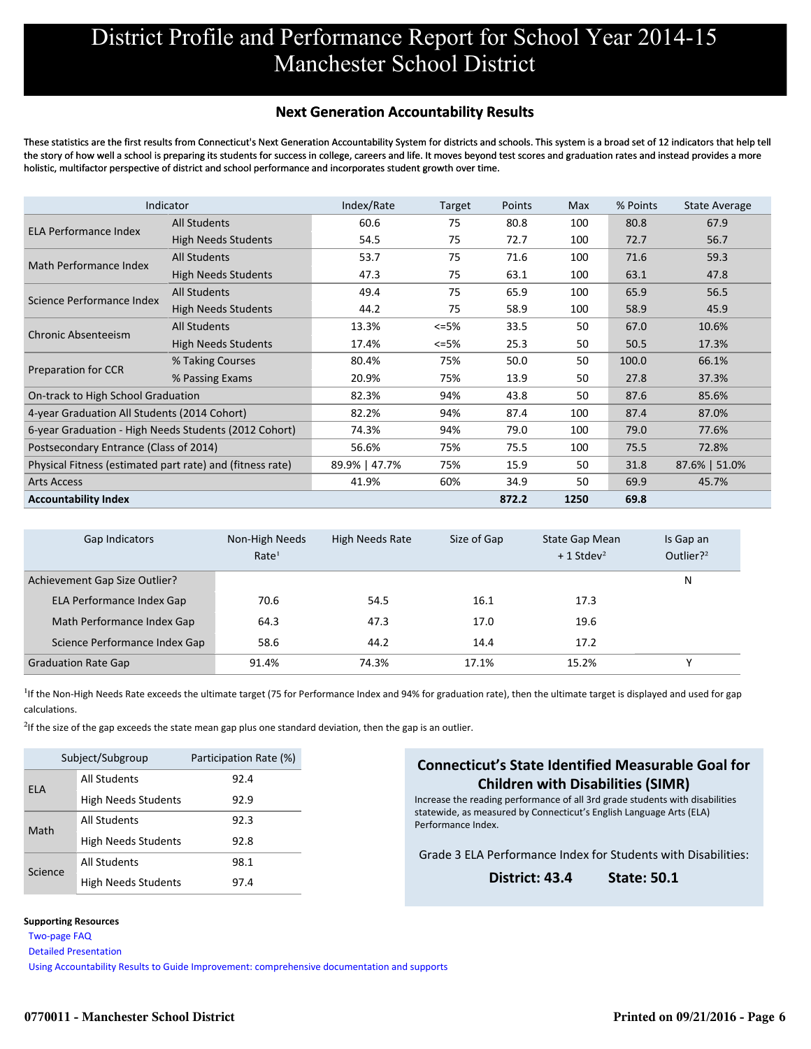# District Profile and Performance Report for School Year 2014-15
# Manchester School District

## Next Generation Accountability Results

These statistics are the first results from Connecticut's Next Generation Accountability System for districts and schools. This system is a broad set of 12 indicators that help tell the story of how well a school is preparing its students for success in college, careers and life. It moves beyond test scores and graduation rates and instead provides a more holistic, multifactor perspective of district and school performance and incorporates student growth over time.

| Indicator | | Index/Rate | Target | Points | Max | % Points | State Average |
|---|---|---|---|---|---|---|---|
| ELA Performance Index | All Students | 60.6 | 75 | 80.8 | 100 | 80.8 | 67.9 |
| | High Needs Students | 54.5 | 75 | 72.7 | 100 | 72.7 | 56.7 |
| Math Performance Index | All Students | 53.7 | 75 | 71.6 | 100 | 71.6 | 59.3 |
| | High Needs Students | 47.3 | 75 | 63.1 | 100 | 63.1 | 47.8 |
| Science Performance Index | All Students | 49.4 | 75 | 65.9 | 100 | 65.9 | 56.5 |
| | High Needs Students | 44.2 | 75 | 58.9 | 100 | 58.9 | 45.9 |
| Chronic Absenteeism | All Students | 13.3% | <=5% | 33.5 | 50 | 67.0 | 10.6% |
| | High Needs Students | 17.4% | <=5% | 25.3 | 50 | 50.5 | 17.3% |
| Preparation for CCR | % Taking Courses | 80.4% | 75% | 50.0 | 50 | 100.0 | 66.1% |
| | % Passing Exams | 20.9% | 75% | 13.9 | 50 | 27.8 | 37.3% |
| On-track to High School Graduation | | 82.3% | 94% | 43.8 | 50 | 87.6 | 85.6% |
| 4-year Graduation All Students (2014 Cohort) | | 82.2% | 94% | 87.4 | 100 | 87.4 | 87.0% |
| 6-year Graduation - High Needs Students (2012 Cohort) | | 74.3% | 94% | 79.0 | 100 | 79.0 | 77.6% |
| Postsecondary Entrance (Class of 2014) | | 56.6% | 75% | 75.5 | 100 | 75.5 | 72.8% |
| Physical Fitness (estimated part rate) and (fitness rate) | | 89.9% \| 47.7% | 75% | 15.9 | 50 | 31.8 | 87.6% \| 51.0% |
| Arts Access | | 41.9% | 60% | 34.9 | 50 | 69.9 | 45.7% |
| **Accountability Index** | | | | **872.2** | **1250** | **69.8** | |

| Gap Indicators | Non-High Needs Rate[1] | High Needs Rate | Size of Gap | State Gap Mean + 1 Stdev[2] | Is Gap an Outlier?[2] |
|---|---|---|---|---|---|
| Achievement Gap Size Outlier? | | | | | N |
| ELA Performance Index Gap | 70.6 | 54.5 | 16.1 | 17.3 | |
| Math Performance Index Gap | 64.3 | 47.3 | 17.0 | 19.6 | |
| Science Performance Index Gap | 58.6 | 44.2 | 14.4 | 17.2 | |
| Graduation Rate Gap | 91.4% | 74.3% | 17.1% | 15.2% | Y |

[1] If the Non-High Needs Rate exceeds the ultimate target (75 for Performance Index and 94% for graduation rate), then the ultimate target is displayed and used for gap calculations.

[2] If the size of the gap exceeds the state mean gap plus one standard deviation, then the gap is an outlier.

| Subject/Subgroup | | Participation Rate (%) |
|---|---|---|
| ELA | All Students | 92.4 |
| | High Needs Students | 92.9 |
| Math | All Students | 92.3 |
| | High Needs Students | 92.8 |
| Science | All Students | 98.1 |
| | High Needs Students | 97.4 |

### Connecticut's State Identified Measurable Goal for Children with Disabilities (SIMR)

Increase the reading performance of all 3rd grade students with disabilities statewide, as measured by Connecticut's English Language Arts (ELA) Performance Index.

Grade 3 ELA Performance Index for Students with Disabilities:

**District: 43.4** **State: 50.1**

**Supporting Resources**

- Two-page FAQ
- Detailed Presentation
- Using Accountability Results to Guide Improvement: comprehensive documentation and supports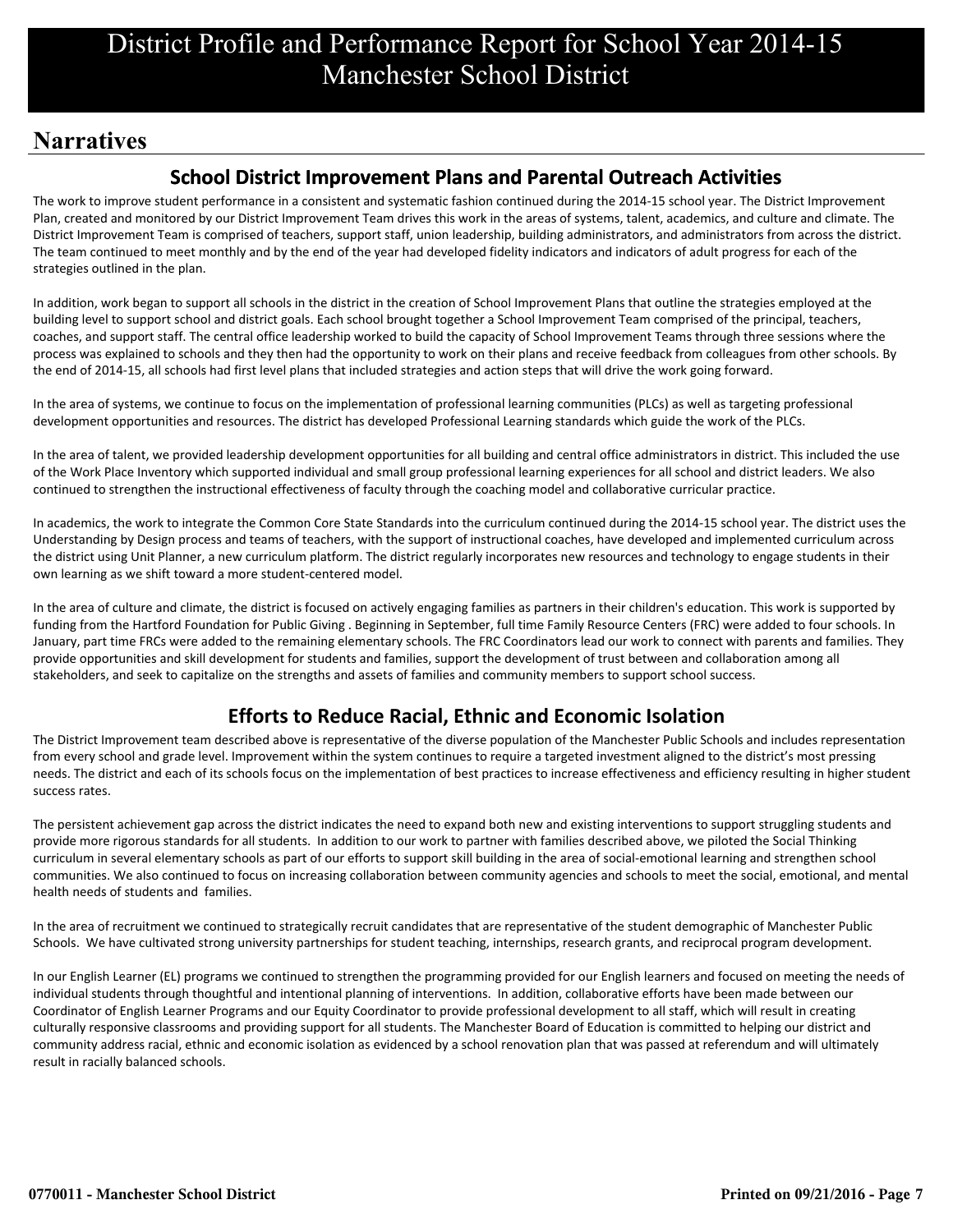# District Profile and Performance Report for School Year 2014-15
# Manchester School District

## Narratives

### School District Improvement Plans and Parental Outreach Activities

The work to improve student performance in a consistent and systematic fashion continued during the 2014-15 school year. The District Improvement Plan, created and monitored by our District Improvement Team drives this work in the areas of systems, talent, academics, and culture and climate. The District Improvement Team is comprised of teachers, support staff, union leadership, building administrators, and administrators from across the district. The team continued to meet monthly and by the end of the year had developed fidelity indicators and indicators of adult progress for each of the strategies outlined in the plan.

In addition, work began to support all schools in the district in the creation of School Improvement Plans that outline the strategies employed at the building level to support school and district goals. Each school brought together a School Improvement Team comprised of the principal, teachers, coaches, and support staff. The central office leadership worked to build the capacity of School Improvement Teams through three sessions where the process was explained to schools and they then had the opportunity to work on their plans and receive feedback from colleagues from other schools. By the end of 2014-15, all schools had first level plans that included strategies and action steps that will drive the work going forward.

In the area of systems, we continue to focus on the implementation of professional learning communities (PLCs) as well as targeting professional development opportunities and resources. The district has developed Professional Learning standards which guide the work of the PLCs.

In the area of talent, we provided leadership development opportunities for all building and central office administrators in district. This included the use of the Work Place Inventory which supported individual and small group professional learning experiences for all school and district leaders. We also continued to strengthen the instructional effectiveness of faculty through the coaching model and collaborative curricular practice.

In academics, the work to integrate the Common Core State Standards into the curriculum continued during the 2014-15 school year. The district uses the Understanding by Design process and teams of teachers, with the support of instructional coaches, have developed and implemented curriculum across the district using Unit Planner, a new curriculum platform. The district regularly incorporates new resources and technology to engage students in their own learning as we shift toward a more student-centered model.

In the area of culture and climate, the district is focused on actively engaging families as partners in their children's education. This work is supported by funding from the Hartford Foundation for Public Giving . Beginning in September, full time Family Resource Centers (FRC) were added to four schools. In January, part time FRCs were added to the remaining elementary schools. The FRC Coordinators lead our work to connect with parents and families. They provide opportunities and skill development for students and families, support the development of trust between and collaboration among all stakeholders, and seek to capitalize on the strengths and assets of families and community members to support school success.

### Efforts to Reduce Racial, Ethnic and Economic Isolation

The District Improvement team described above is representative of the diverse population of the Manchester Public Schools and includes representation from every school and grade level. Improvement within the system continues to require a targeted investment aligned to the district's most pressing needs. The district and each of its schools focus on the implementation of best practices to increase effectiveness and efficiency resulting in higher student success rates.

The persistent achievement gap across the district indicates the need to expand both new and existing interventions to support struggling students and provide more rigorous standards for all students. In addition to our work to partner with families described above, we piloted the Social Thinking curriculum in several elementary schools as part of our efforts to support skill building in the area of social-emotional learning and strengthen school communities. We also continued to focus on increasing collaboration between community agencies and schools to meet the social, emotional, and mental health needs of students and families.

In the area of recruitment we continued to strategically recruit candidates that are representative of the student demographic of Manchester Public Schools. We have cultivated strong university partnerships for student teaching, internships, research grants, and reciprocal program development.

In our English Learner (EL) programs we continued to strengthen the programming provided for our English learners and focused on meeting the needs of individual students through thoughtful and intentional planning of interventions. In addition, collaborative efforts have been made between our Coordinator of English Learner Programs and our Equity Coordinator to provide professional development to all staff, which will result in creating culturally responsive classrooms and providing support for all students. The Manchester Board of Education is committed to helping our district and community address racial, ethnic and economic isolation as evidenced by a school renovation plan that was passed at referendum and will ultimately result in racially balanced schools.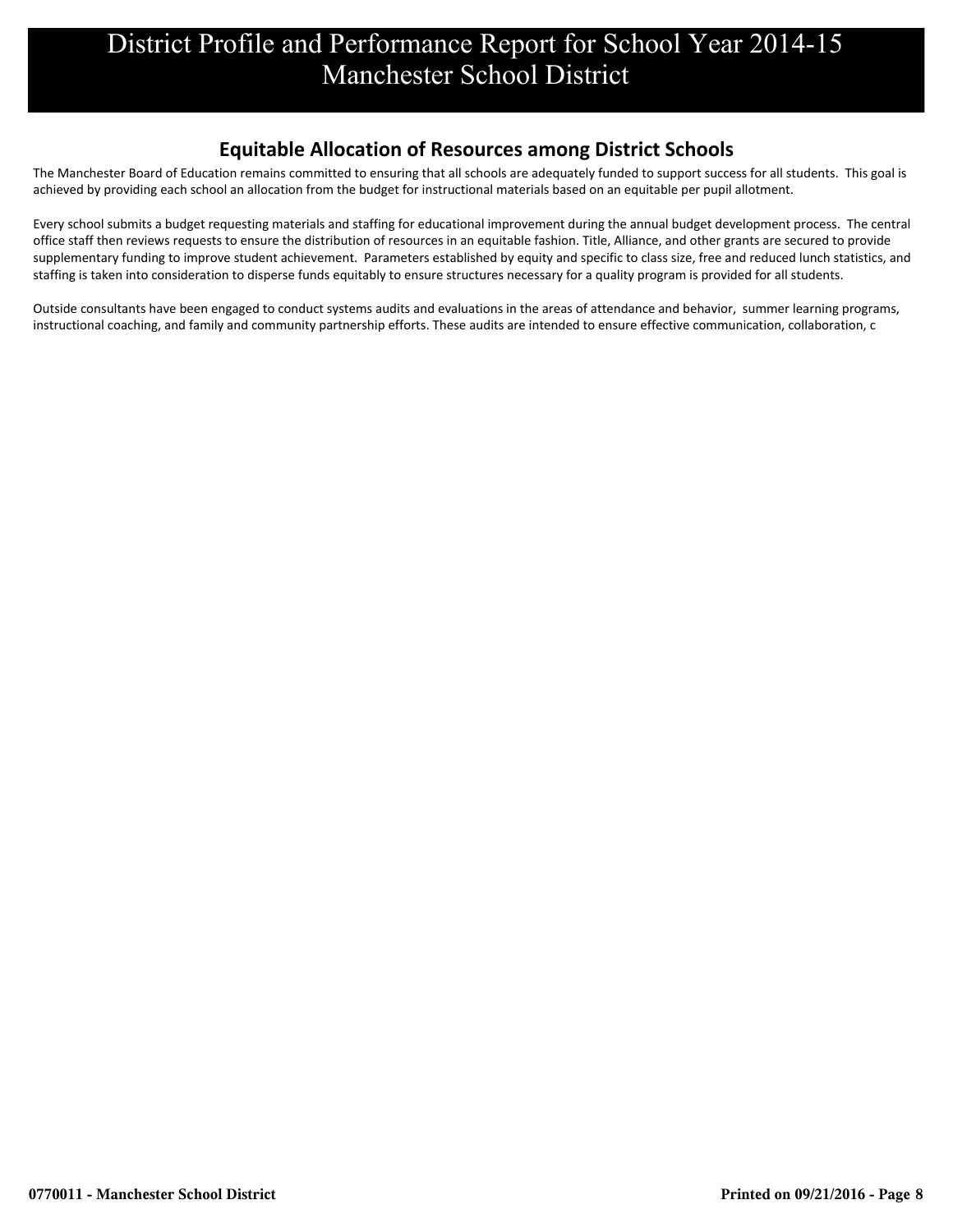## Equitable Allocation of Resources among District Schools

The Manchester Board of Education remains committed to ensuring that all schools are adequately funded to support success for all students. This goal is achieved by providing each school an allocation from the budget for instructional materials based on an equitable per pupil allotment.

Every school submits a budget requesting materials and staffing for educational improvement during the annual budget development process. The central office staff then reviews requests to ensure the distribution of resources in an equitable fashion. Title, Alliance, and other grants are secured to provide supplementary funding to improve student achievement. Parameters established by equity and specific to class size, free and reduced lunch statistics, and staffing is taken into consideration to disperse funds equitably to ensure structures necessary for a quality program is provided for all students.

Outside consultants have been engaged to conduct systems audits and evaluations in the areas of attendance and behavior, summer learning programs, instructional coaching, and family and community partnership efforts. These audits are intended to ensure effective communication, collaboration, c